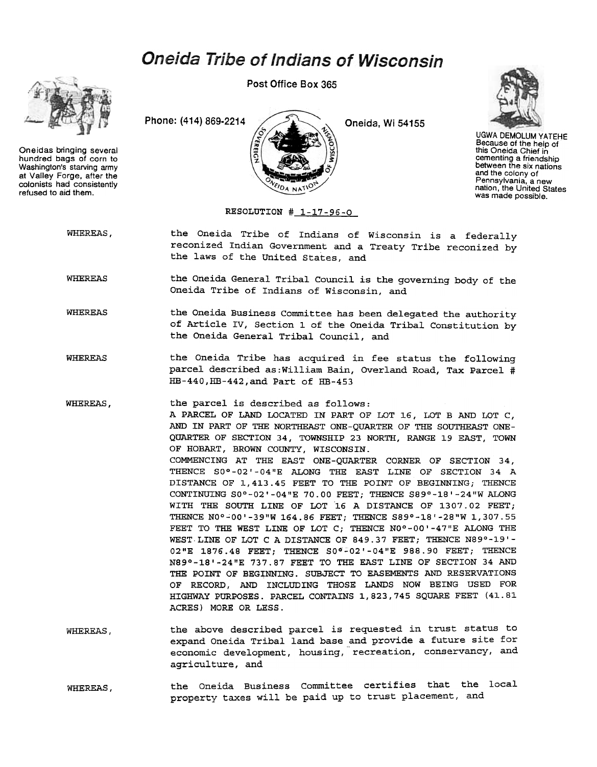# Oneida Tribe of Indians of Wisconsin

Post Office Box 365

Phone: (414) 869-2214 Oneida, Wi 54155

Oneidas bringing several hundred bags of corn to Washington's starving army at Valley Forge, after the colonists had consistently refused to aid them.

UGWA DEMOLUM YATEHE
Because of the help of this Oneida Chief in cementing a friendship between the six nations and the colony of Pennsylvania, a new nation, the United States was made possible.

RESOLUTION # 1-17-96-O

WHEREAS, the Oneida Tribe of Indians of Wisconsin is a federally reconized Indian Government and a Treaty Tribe reconized by the laws of the United States, and

WHEREAS the Oneida General Tribal Council is the governing body of the Oneida Tribe of Indians of Wisconsin, and

WHEREAS the Oneida Business Committee has been delegated the authority of Article IV, Section 1 of the Oneida Tribal Constitution by the Oneida General Tribal Council, and

WHEREAS the Oneida Tribe has acquired in fee status the following parcel described as:William Bain, Overland Road, Tax Parcel # HB-440,HB-442,and Part of HB-453

WHEREAS, the parcel is described as follows:
A PARCEL OF LAND LOCATED IN PART OF LOT 16, LOT B AND LOT C, AND IN PART OF THE NORTHEAST ONE-QUARTER OF THE SOUTHEAST ONE-QUARTER OF SECTION 34, TOWNSHIP 23 NORTH, RANGE 19 EAST, TOWN OF HOBART, BROWN COUNTY, WISCONSIN.
COMMENCING AT THE EAST ONE-QUARTER CORNER OF SECTION 34, THENCE S0°-02'-04"E ALONG THE EAST LINE OF SECTION 34 A DISTANCE OF 1,413.45 FEET TO THE POINT OF BEGINNING; THENCE CONTINUING S0°-02'-04"E 70.00 FEET; THENCE S89°-18'-24"W ALONG WITH THE SOUTH LINE OF LOT 16 A DISTANCE OF 1307.02 FEET; THENCE N0°-00'-39"W 164.86 FEET; THENCE S89°-18'-28"W 1,307.55 FEET TO THE WEST LINE OF LOT C; THENCE N0°-00'-47"E ALONG THE WEST LINE OF LOT C A DISTANCE OF 849.37 FEET; THENCE N89°-19'-02"E 1876.48 FEET; THENCE S0°-02'-04"E 988.90 FEET; THENCE N89°-18'-24"E 737.87 FEET TO THE EAST LINE OF SECTION 34 AND THE POINT OF BEGINNING. SUBJECT TO EASEMENTS AND RESERVATIONS OF RECORD, AND INCLUDING THOSE LANDS NOW BEING USED FOR HIGHWAY PURPOSES. PARCEL CONTAINS 1,823,745 SQUARE FEET (41.81 ACRES) MORE OR LESS.

WHEREAS, the above described parcel is requested in trust status to expand Oneida Tribal land base and provide a future site for economic development, housing, recreation, conservancy, and agriculture, and

WHEREAS, the Oneida Business Committee certifies that the local property taxes will be paid up to trust placement, and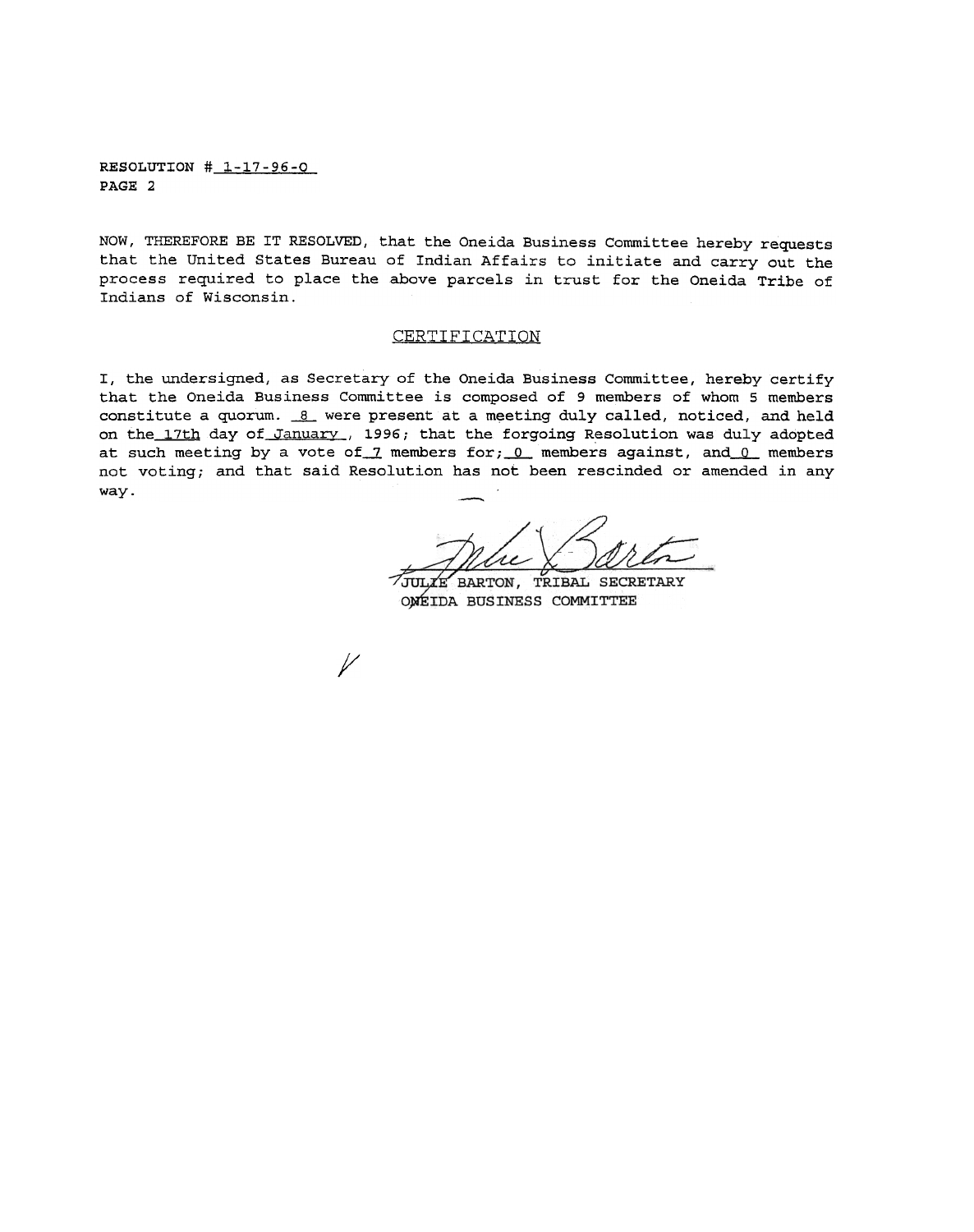RESOLUTION # 1-17-96-O
PAGE 2

NOW, THEREFORE BE IT RESOLVED, that the Oneida Business Committee hereby requests that the United States Bureau of Indian Affairs to initiate and carry out the process required to place the above parcels in trust for the Oneida Tribe of Indians of Wisconsin.

## CERTIFICATION

I, the undersigned, as Secretary of the Oneida Business Committee, hereby certify that the Oneida Business Committee is composed of 9 members of whom 5 members constitute a quorum. 8 were present at a meeting duly called, noticed, and held on the 17th day of January, 1996; that the forgoing Resolution was duly adopted at such meeting by a vote of 7 members for; 0 members against, and 0 members not voting; and that said Resolution has not been rescinded or amended in any way.

JULIE BARTON, TRIBAL SECRETARY
ONEIDA BUSINESS COMMITTEE